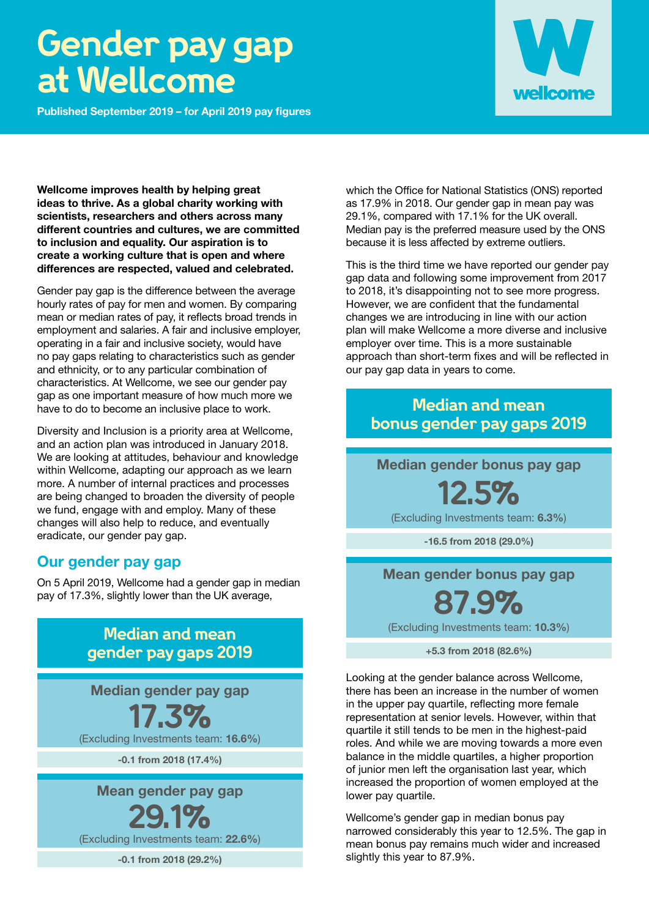# Gender pay gap at Wellcome

**Published September 2019 – for April 2019 pay figures**

wellcome

**Wellcome improves health by helping great ideas to thrive. As a global charity working with scientists, researchers and others across many different countries and cultures, we are committed to inclusion and equality. Our aspiration is to create a working culture that is open and where differences are respected, valued and celebrated.**

Gender pay gap is the difference between the average hourly rates of pay for men and women. By comparing mean or median rates of pay, it reflects broad trends in employment and salaries. A fair and inclusive employer, operating in a fair and inclusive society, would have no pay gaps relating to characteristics such as gender and ethnicity, or to any particular combination of characteristics. At Wellcome, we see our gender pay gap as one important measure of how much more we have to do to become an inclusive place to work.

Diversity and Inclusion is a priority area at Wellcome, and an action plan was introduced in January 2018. We are looking at attitudes, behaviour and knowledge within Wellcome, adapting our approach as we learn more. A number of internal practices and processes are being changed to broaden the diversity of people we fund, engage with and employ. Many of these changes will also help to reduce, and eventually eradicate, our gender pay gap.

## Our gender pay gap

On 5 April 2019, Wellcome had a gender gap in median pay of 17.3%, slightly lower than the UK average, which the Office for National Statistics (ONS) reported as 17.9% in 2018. Our gender gap in mean pay was 29.1%, compared with 17.1% for the UK overall. Median pay is the preferred measure used by the ONS because it is less affected by extreme outliers.

This is the third time we have reported our gender pay gap data and following some improvement from 2017 to 2018, it's disappointing not to see more progress. However, we are confident that the fundamental changes we are introducing in line with our action plan will make Wellcome a more diverse and inclusive employer over time. This is a more sustainable approach than short-term fixes and will be reflected in our pay gap data in years to come.

### Median and mean gender pay gaps 2019

**Median gender pay gap**

**17.3%**

(Excluding Investments team: **16.6%**)

**-0.1 from 2018 (17.4%)**

**Mean gender pay gap**

**29.1%**

(Excluding Investments team: **22.6%**)

**-0.1 from 2018 (29.2%)**

### Median and mean bonus gender pay gaps 2019

**Median gender bonus pay gap**

**12.5%**

(Excluding Investments team: **6.3%**)

**-16.5 from 2018 (29.0%)**

**Mean gender bonus pay gap**

**87.9%**

(Excluding Investments team: **10.3%**)

**+5.3 from 2018 (82.6%)**

Looking at the gender balance across Wellcome, there has been an increase in the number of women in the upper pay quartile, reflecting more female representation at senior levels. However, within that quartile it still tends to be men in the highest-paid roles. And while we are moving towards a more even balance in the middle quartiles, a higher proportion of junior men left the organisation last year, which increased the proportion of women employed at the lower pay quartile.

Wellcome's gender gap in median bonus pay narrowed considerably this year to 12.5%. The gap in mean bonus pay remains much wider and increased slightly this year to 87.9%.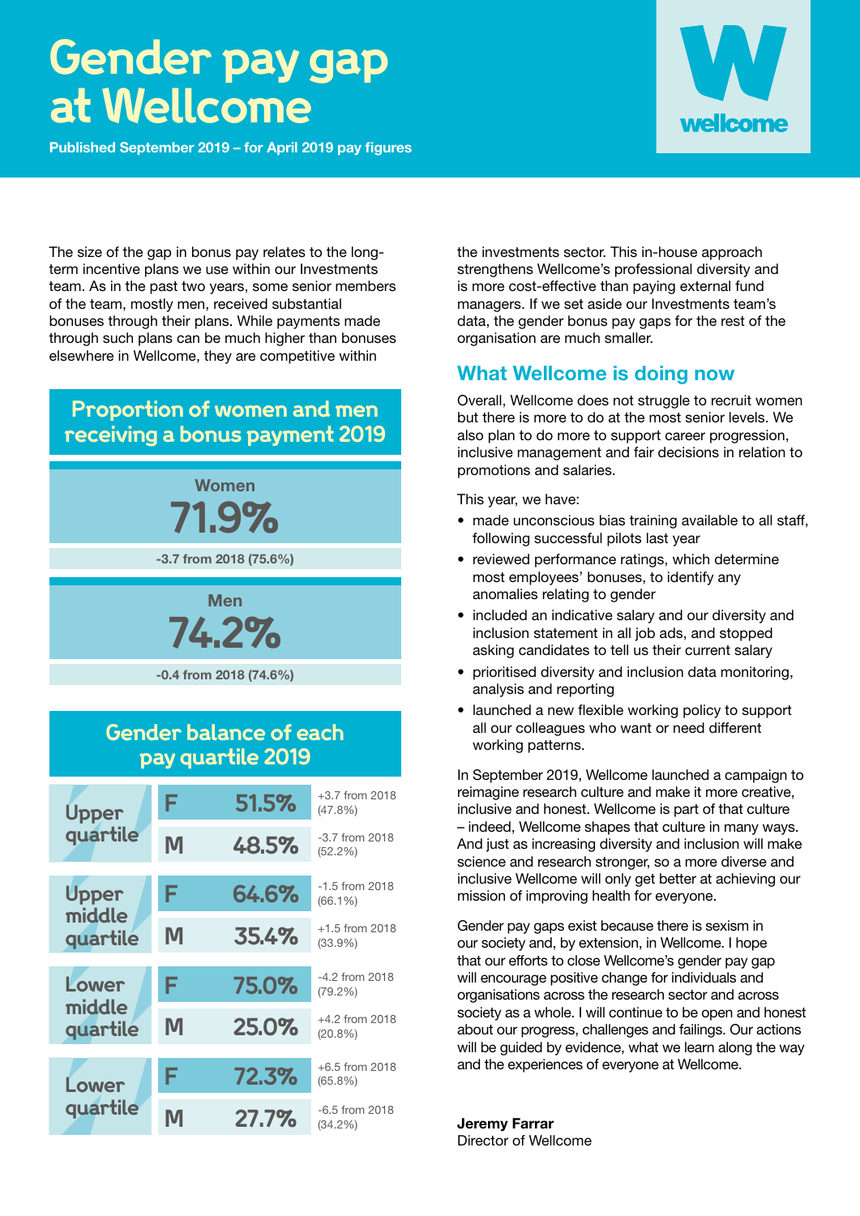# Gender pay gap at Wellcome

**Published September 2019 – for April 2019 pay figures**

wellcome

The size of the gap in bonus pay relates to the long-term incentive plans we use within our Investments team. As in the past two years, some senior members of the team, mostly men, received substantial bonuses through their plans. While payments made through such plans can be much higher than bonuses elsewhere in Wellcome, they are competitive within the investments sector. This in-house approach strengthens Wellcome's professional diversity and is more cost-effective than paying external fund managers. If we set aside our Investments team's data, the gender bonus pay gaps for the rest of the organisation are much smaller.

## Proportion of women and men receiving a bonus payment 2019

Women
**71.9%**
-3.7 from 2018 (75.6%)

Men
**74.2%**
-0.4 from 2018 (74.6%)

## Gender balance of each pay quartile 2019

| Quartile | | % | Change |
|---|---|---|---|
| Upper quartile | F | 51.5% | +3.7 from 2018 (47.8%) |
| | M | 48.5% | -3.7 from 2018 (52.2%) |
| Upper middle quartile | F | 64.6% | -1.5 from 2018 (66.1%) |
| | M | 35.4% | +1.5 from 2018 (33.9%) |
| Lower middle quartile | F | 75.0% | -4.2 from 2018 (79.2%) |
| | M | 25.0% | +4.2 from 2018 (20.8%) |
| Lower quartile | F | 72.3% | +6.5 from 2018 (65.8%) |
| | M | 27.7% | -6.5 from 2018 (34.2%) |

## What Wellcome is doing now

Overall, Wellcome does not struggle to recruit women but there is more to do at the most senior levels. We also plan to do more to support career progression, inclusive management and fair decisions in relation to promotions and salaries.

This year, we have:

- made unconscious bias training available to all staff, following successful pilots last year
- reviewed performance ratings, which determine most employees' bonuses, to identify any anomalies relating to gender
- included an indicative salary and our diversity and inclusion statement in all job ads, and stopped asking candidates to tell us their current salary
- prioritised diversity and inclusion data monitoring, analysis and reporting
- launched a new flexible working policy to support all our colleagues who want or need different working patterns.

In September 2019, Wellcome launched a campaign to reimagine research culture and make it more creative, inclusive and honest. Wellcome is part of that culture – indeed, Wellcome shapes that culture in many ways. And just as increasing diversity and inclusion will make science and research stronger, so a more diverse and inclusive Wellcome will only get better at achieving our mission of improving health for everyone.

Gender pay gaps exist because there is sexism in our society and, by extension, in Wellcome. I hope that our efforts to close Wellcome's gender pay gap will encourage positive change for individuals and organisations across the research sector and across society as a whole. I will continue to be open and honest about our progress, challenges and failings. Our actions will be guided by evidence, what we learn along the way and the experiences of everyone at Wellcome.

**Jeremy Farrar**
Director of Wellcome